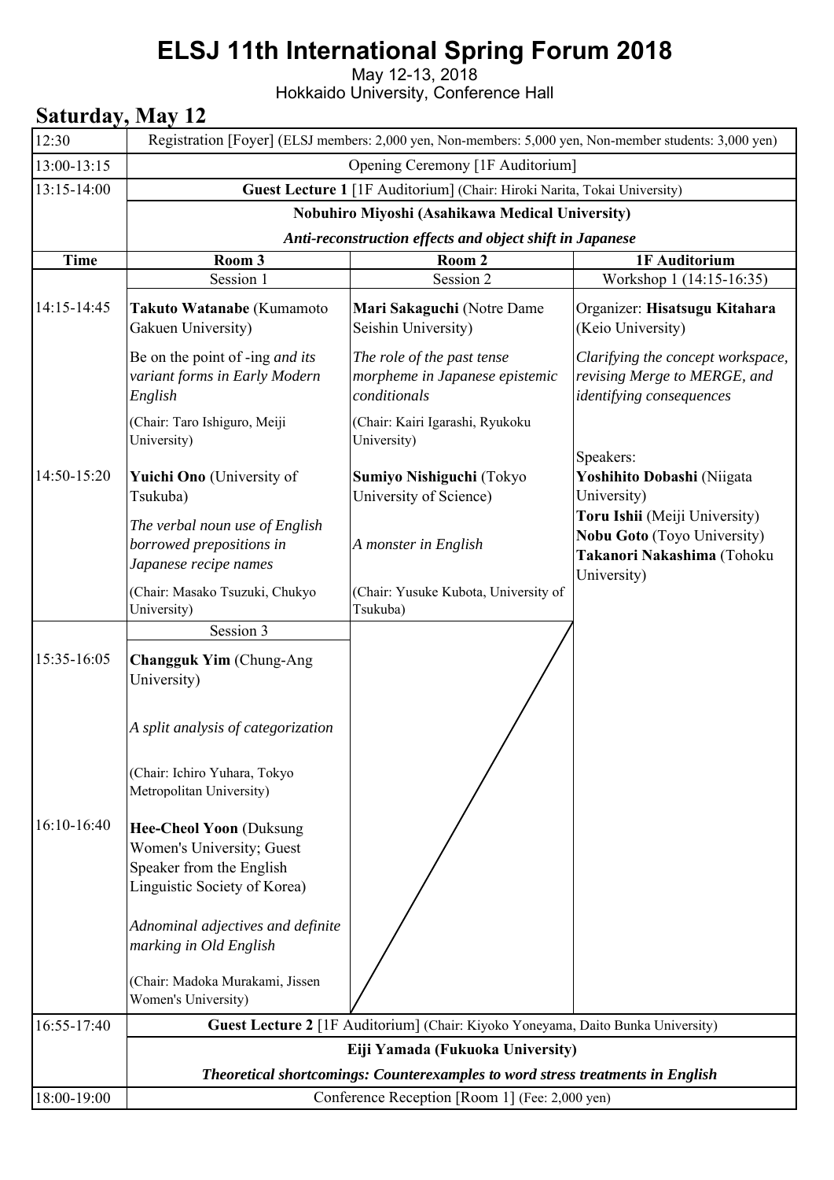# ELSJ 11th International Spring Forum 2018

May 12-13, 2018
Hokkaido University, Conference Hall

## Saturday, May 12

| Time | Room 3 | Room 2 | 1F Auditorium |
|---|---|---|---|
| 12:30 | Registration [Foyer] (ELSJ members: 2,000 yen, Non-members: 5,000 yen, Non-member students: 3,000 yen) | | |
| 13:00-13:15 | Opening Ceremony [1F Auditorium] | | |
| 13:15-14:00 | **Guest Lecture 1** [1F Auditorium] (Chair: Hiroki Narita, Tokai University)<br>**Nobuhiro Miyoshi (Asahikawa Medical University)**<br>***Anti-reconstruction effects and object shift in Japanese*** | | |
| | Session 1 | Session 2 | Workshop 1 (14:15-16:35) |
| 14:15-14:45 | **Takuto Watanabe** (Kumamoto Gakuen University)<br>Be on the point of -ing *and its variant forms in Early Modern English*<br>(Chair: Taro Ishiguro, Meiji University) | **Mari Sakaguchi** (Notre Dame Seishin University)<br>*The role of the past tense morpheme in Japanese epistemic conditionals*<br>(Chair: Kairi Igarashi, Ryukoku University) | Organizer: **Hisatsugu Kitahara** (Keio University)<br>*Clarifying the concept workspace, revising Merge to MERGE, and identifying consequences*<br>Speakers:<br>**Yoshihito Dobashi** (Niigata University)<br>**Toru Ishii** (Meiji University)<br>**Nobu Goto** (Toyo University)<br>**Takanori Nakashima** (Tohoku University) |
| 14:50-15:20 | **Yuichi Ono** (University of Tsukuba)<br>*The verbal noun use of English borrowed prepositions in Japanese recipe names*<br>(Chair: Masako Tsuzuki, Chukyo University) | **Sumiyo Nishiguchi** (Tokyo University of Science)<br>*A monster in English*<br>(Chair: Yusuke Kubota, University of Tsukuba) | |
| | Session 3 | | |
| 15:35-16:05 | **Changguk Yim** (Chung-Ang University)<br>*A split analysis of categorization*<br>(Chair: Ichiro Yuhara, Tokyo Metropolitan University) | | |
| 16:10-16:40 | **Hee-Cheol Yoon** (Duksung Women's University; Guest Speaker from the English Linguistic Society of Korea)<br>*Adnominal adjectives and definite marking in Old English*<br>(Chair: Madoka Murakami, Jissen Women's University) | | |
| 16:55-17:40 | **Guest Lecture 2** [1F Auditorium] (Chair: Kiyoko Yoneyama, Daito Bunka University)<br>**Eiji Yamada (Fukuoka University)**<br>***Theoretical shortcomings: Counterexamples to word stress treatments in English*** | | |
| 18:00-19:00 | Conference Reception [Room 1] (Fee: 2,000 yen) | | |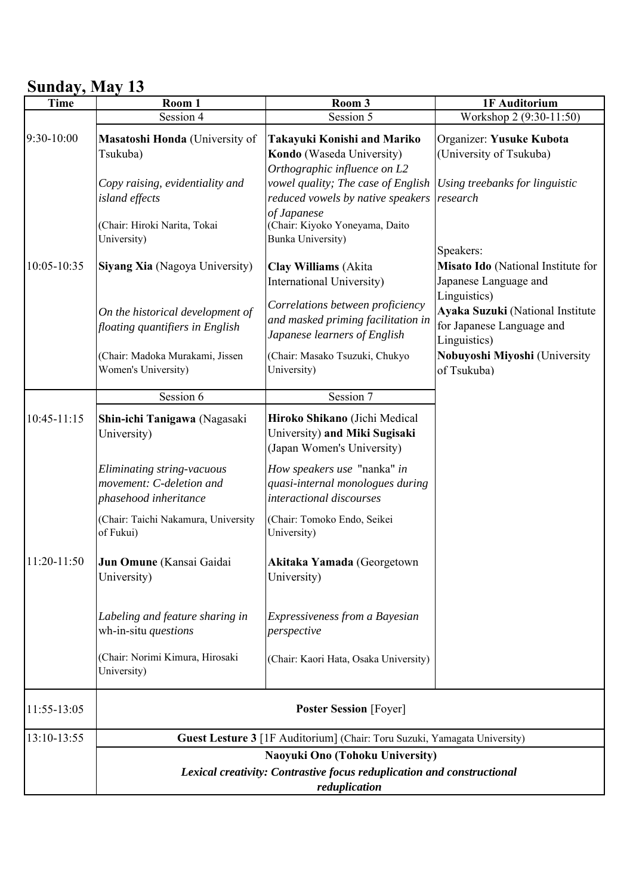## Sunday, May 13

| Time | Room 1 | Room 3 | 1F Auditorium |
|---|---|---|---|
| | Session 4 | Session 5 | Workshop 2 (9:30-11:50) |
| 9:30-10:00 | **Masatoshi Honda** (University of Tsukuba)<br><br>*Copy raising, evidentiality and island effects*<br><br>(Chair: Hiroki Narita, Tokai University) | **Takayuki Konishi and Mariko Kondo** (Waseda University)<br>*Orthographic influence on L2 vowel quality; The case of English reduced vowels by native speakers of Japanese*<br>(Chair: Kiyoko Yoneyama, Daito Bunka University) | Organizer: **Yusuke Kubota** (University of Tsukuba)<br><br>*Using treebanks for linguistic research*<br><br>Speakers:<br>**Misato Ido** (National Institute for Japanese Language and Linguistics)<br>**Ayaka Suzuki** (National Institute for Japanese Language and Linguistics)<br>**Nobuyoshi Miyoshi** (University of Tsukuba) |
| 10:05-10:35 | **Siyang Xia** (Nagoya University)<br><br>*On the historical development of floating quantifiers in English*<br><br>(Chair: Madoka Murakami, Jissen Women's University) | **Clay Williams** (Akita International University)<br><br>*Correlations between proficiency and masked priming facilitation in Japanese learners of English*<br><br>(Chair: Masako Tsuzuki, Chukyo University) | |
| | Session 6 | Session 7 | |
| 10:45-11:15 | **Shin-ichi Tanigawa** (Nagasaki University)<br><br>*Eliminating string-vacuous movement: C-deletion and phasehood inheritance*<br><br>(Chair: Taichi Nakamura, University of Fukui) | **Hiroko Shikano** (Jichi Medical University) **and Miki Sugisaki** (Japan Women's University)<br><br>*How speakers use* "nanka" *in quasi-internal monologues during interactional discourses*<br><br>(Chair: Tomoko Endo, Seikei University) | |
| 11:20-11:50 | **Jun Omune** (Kansai Gaidai University)<br><br>*Labeling and feature sharing in* wh-in-situ *questions*<br><br>(Chair: Norimi Kimura, Hirosaki University) | **Akitaka Yamada** (Georgetown University)<br><br>*Expressiveness from a Bayesian perspective*<br><br>(Chair: Kaori Hata, Osaka University) | |
| 11:55-13:05 | **Poster Session** [Foyer] | | |
| 13:10-13:55 | **Guest Lesture 3** [1F Auditorium] (Chair: Toru Suzuki, Yamagata University)<br>**Naoyuki Ono (Tohoku University)**<br>***Lexical creativity: Contrastive focus reduplication and constructional reduplication*** | | |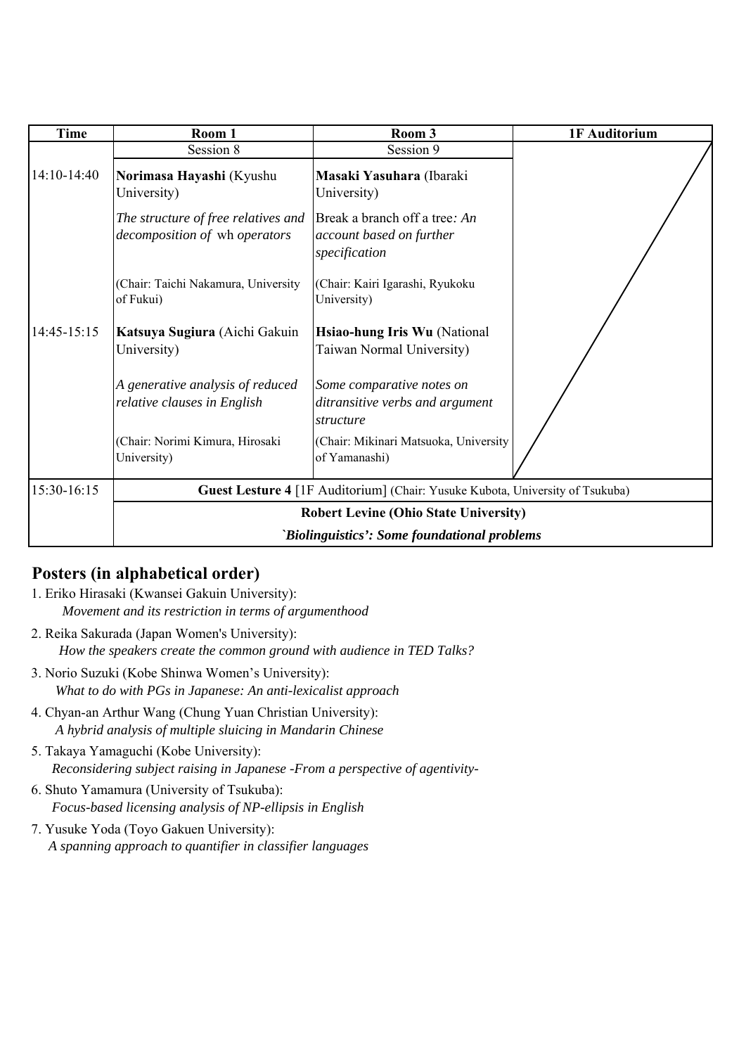| Time | Room 1 | Room 3 | 1F Auditorium |
|---|---|---|---|
| | Session 8 | Session 9 | |
| 14:10-14:40 | **Norimasa Hayashi** (Kyushu University)<br><br>*The structure of free relatives and decomposition of* wh *operators*<br><br>(Chair: Taichi Nakamura, University of Fukui) | **Masaki Yasuhara** (Ibaraki University)<br><br>Break a branch off a tree*: An account based on further specification*<br><br>(Chair: Kairi Igarashi, Ryukoku University) | |
| 14:45-15:15 | **Katsuya Sugiura** (Aichi Gakuin University)<br><br>*A generative analysis of reduced relative clauses in English*<br><br>(Chair: Norimi Kimura, Hirosaki University) | **Hsiao-hung Iris Wu** (National Taiwan Normal University)<br><br>*Some comparative notes on ditransitive verbs and argument structure*<br><br>(Chair: Mikinari Matsuoka, University of Yamanashi) | |
| 15:30-16:15 | **Guest Lecture 4** [1F Auditorium] (Chair: Yusuke Kubota, University of Tsukuba)<br><br>**Robert Levine (Ohio State University)**<br><br>***`Biolinguistics': Some foundational problems*** | | |

## Posters (in alphabetical order)

1. Eriko Hirasaki (Kwansei Gakuin University):
   *Movement and its restriction in terms of argumenthood*
2. Reika Sakurada (Japan Women's University):
   *How the speakers create the common ground with audience in TED Talks?*
3. Norio Suzuki (Kobe Shinwa Women's University):
   *What to do with PGs in Japanese: An anti-lexicalist approach*
4. Chyan-an Arthur Wang (Chung Yuan Christian University):
   *A hybrid analysis of multiple sluicing in Mandarin Chinese*
5. Takaya Yamaguchi (Kobe University):
   *Reconsidering subject raising in Japanese -From a perspective of agentivity-*
6. Shuto Yamamura (University of Tsukuba):
   *Focus-based licensing analysis of NP-ellipsis in English*
7. Yusuke Yoda (Toyo Gakuen University):
   *A spanning approach to quantifier in classifier languages*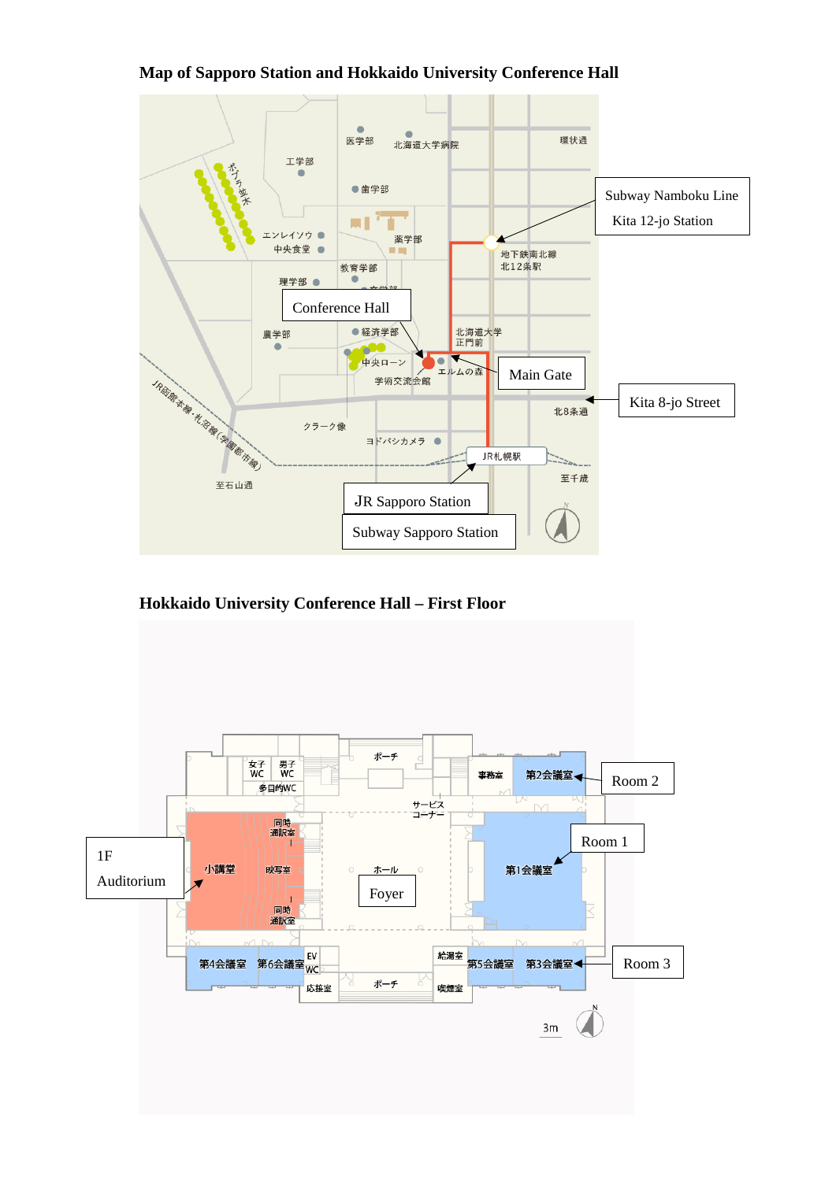### Map of Sapporo Station and Hokkaido University Conference Hall

Subway Namboku Line

Kita 12-jo Station

Conference Hall

Main Gate

Kita 8-jo Street

JR Sapporo Station

Subway Sapporo Station

### Hokkaido University Conference Hall – First Floor

Room 2

Room 1

1F

Auditorium

Foyer

Room 3